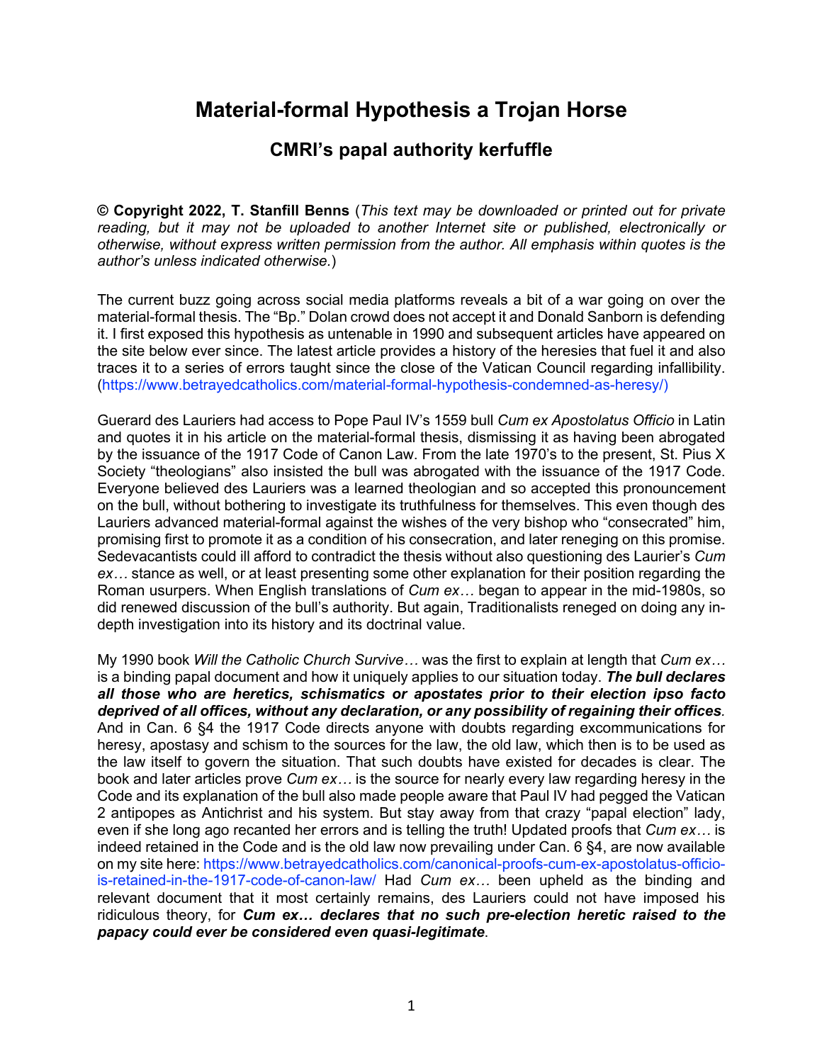# Material-formal Hypothesis a Trojan Horse

## CMRI's papal authority kerfuffle

**© Copyright 2022, T. Stanfill Benns** (*This text may be downloaded or printed out for private reading, but it may not be uploaded to another Internet site or published, electronically or otherwise, without express written permission from the author. All emphasis within quotes is the author's unless indicated otherwise.*)

The current buzz going across social media platforms reveals a bit of a war going on over the material-formal thesis. The "Bp." Dolan crowd does not accept it and Donald Sanborn is defending it. I first exposed this hypothesis as untenable in 1990 and subsequent articles have appeared on the site below ever since. The latest article provides a history of the heresies that fuel it and also traces it to a series of errors taught since the close of the Vatican Council regarding infallibility. (https://www.betrayedcatholics.com/material-formal-hypothesis-condemned-as-heresy/)

Guerard des Lauriers had access to Pope Paul IV's 1559 bull *Cum ex Apostolatus Officio* in Latin and quotes it in his article on the material-formal thesis, dismissing it as having been abrogated by the issuance of the 1917 Code of Canon Law. From the late 1970's to the present, St. Pius X Society "theologians" also insisted the bull was abrogated with the issuance of the 1917 Code. Everyone believed des Lauriers was a learned theologian and so accepted this pronouncement on the bull, without bothering to investigate its truthfulness for themselves. This even though des Lauriers advanced material-formal against the wishes of the very bishop who "consecrated" him, promising first to promote it as a condition of his consecration, and later reneging on this promise. Sedevacantists could ill afford to contradict the thesis without also questioning des Laurier's *Cum ex…* stance as well, or at least presenting some other explanation for their position regarding the Roman usurpers. When English translations of *Cum ex…* began to appear in the mid-1980s, so did renewed discussion of the bull's authority. But again, Traditionalists reneged on doing any in-depth investigation into its history and its doctrinal value.

My 1990 book *Will the Catholic Church Survive…* was the first to explain at length that *Cum ex…* is a binding papal document and how it uniquely applies to our situation today. ***The bull declares all those who are heretics, schismatics or apostates prior to their election ipso facto deprived of all offices, without any declaration, or any possibility of regaining their offices.*** And in Can. 6 §4 the 1917 Code directs anyone with doubts regarding excommunications for heresy, apostasy and schism to the sources for the law, the old law, which then is to be used as the law itself to govern the situation. That such doubts have existed for decades is clear. The book and later articles prove *Cum ex…* is the source for nearly every law regarding heresy in the Code and its explanation of the bull also made people aware that Paul IV had pegged the Vatican 2 antipopes as Antichrist and his system. But stay away from that crazy "papal election" lady, even if she long ago recanted her errors and is telling the truth! Updated proofs that *Cum ex…* is indeed retained in the Code and is the old law now prevailing under Can. 6 §4, are now available on my site here: https://www.betrayedcatholics.com/canonical-proofs-cum-ex-apostolatus-officio-is-retained-in-the-1917-code-of-canon-law/ Had *Cum ex…* been upheld as the binding and relevant document that it most certainly remains, des Lauriers could not have imposed his ridiculous theory, for ***Cum ex… declares that no such pre-election heretic raised to the papacy could ever be considered even quasi-legitimate***.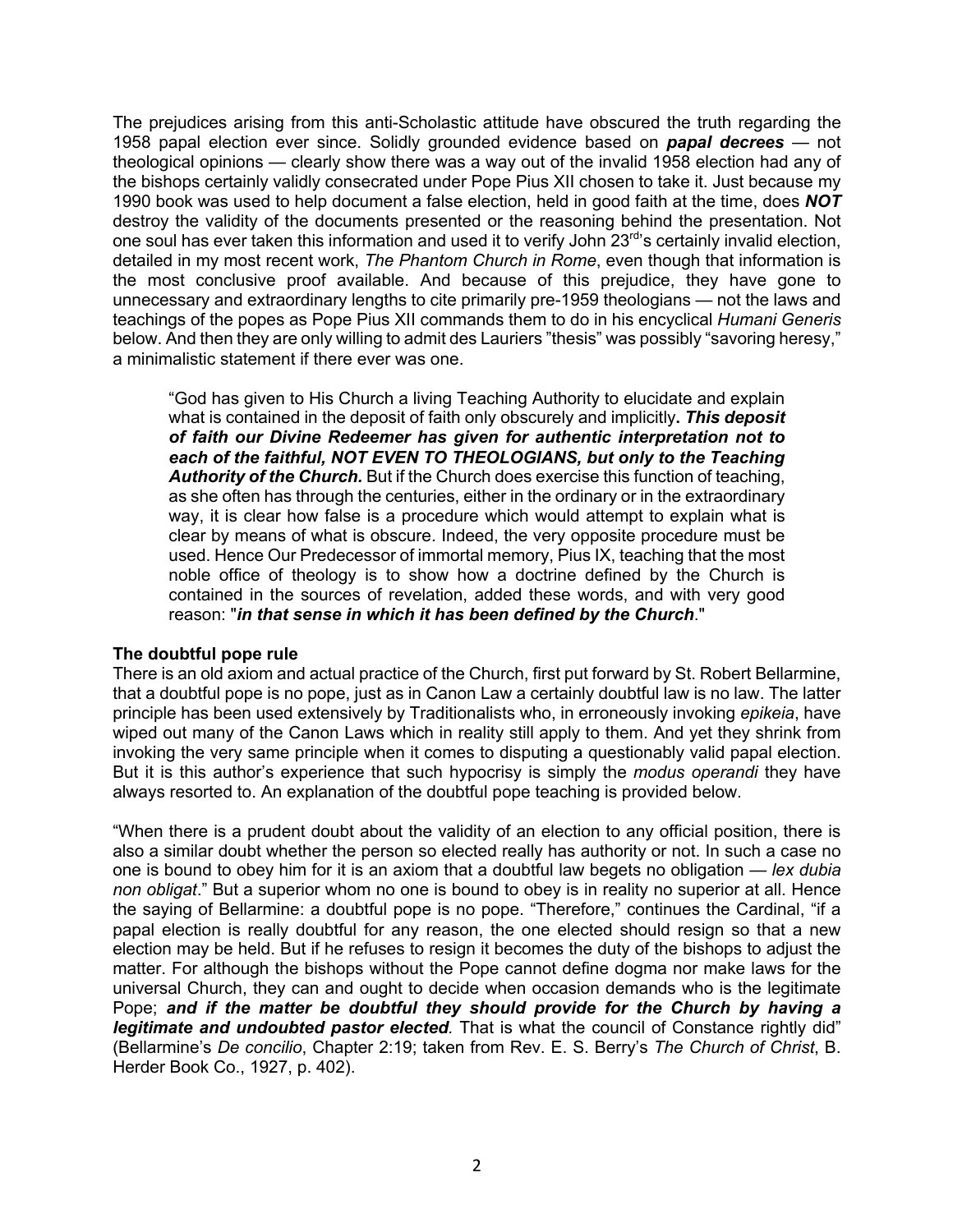The prejudices arising from this anti-Scholastic attitude have obscured the truth regarding the 1958 papal election ever since. Solidly grounded evidence based on ***papal decrees*** — not theological opinions — clearly show there was a way out of the invalid 1958 election had any of the bishops certainly validly consecrated under Pope Pius XII chosen to take it. Just because my 1990 book was used to help document a false election, held in good faith at the time, does ***NOT*** destroy the validity of the documents presented or the reasoning behind the presentation. Not one soul has ever taken this information and used it to verify John 23rd's certainly invalid election, detailed in my most recent work, *The Phantom Church in Rome*, even though that information is the most conclusive proof available. And because of this prejudice, they have gone to unnecessary and extraordinary lengths to cite primarily pre-1959 theologians — not the laws and teachings of the popes as Pope Pius XII commands them to do in his encyclical *Humani Generis* below. And then they are only willing to admit des Lauriers "thesis" was possibly "savoring heresy," a minimalistic statement if there ever was one.

> "God has given to His Church a living Teaching Authority to elucidate and explain what is contained in the deposit of faith only obscurely and implicitly**.** ***This deposit of faith our Divine Redeemer has given for authentic interpretation not to each of the faithful, NOT EVEN TO THEOLOGIANS, but only to the Teaching Authority of the Church.*** But if the Church does exercise this function of teaching, as she often has through the centuries, either in the ordinary or in the extraordinary way, it is clear how false is a procedure which would attempt to explain what is clear by means of what is obscure. Indeed, the very opposite procedure must be used. Hence Our Predecessor of immortal memory, Pius IX, teaching that the most noble office of theology is to show how a doctrine defined by the Church is contained in the sources of revelation, added these words, and with very good reason: "***in that sense in which it has been defined by the Church***."

**The doubtful pope rule**

There is an old axiom and actual practice of the Church, first put forward by St. Robert Bellarmine, that a doubtful pope is no pope, just as in Canon Law a certainly doubtful law is no law. The latter principle has been used extensively by Traditionalists who, in erroneously invoking *epikeia*, have wiped out many of the Canon Laws which in reality still apply to them. And yet they shrink from invoking the very same principle when it comes to disputing a questionably valid papal election. But it is this author's experience that such hypocrisy is simply the *modus operandi* they have always resorted to. An explanation of the doubtful pope teaching is provided below.

"When there is a prudent doubt about the validity of an election to any official position, there is also a similar doubt whether the person so elected really has authority or not. In such a case no one is bound to obey him for it is an axiom that a doubtful law begets no obligation — *lex dubia non obligat*." But a superior whom no one is bound to obey is in reality no superior at all. Hence the saying of Bellarmine: a doubtful pope is no pope. "Therefore," continues the Cardinal, "if a papal election is really doubtful for any reason, the one elected should resign so that a new election may be held. But if he refuses to resign it becomes the duty of the bishops to adjust the matter. For although the bishops without the Pope cannot define dogma nor make laws for the universal Church, they can and ought to decide when occasion demands who is the legitimate Pope; ***and if the matter be doubtful they should provide for the Church by having a legitimate and undoubted pastor elected.*** That is what the council of Constance rightly did" (Bellarmine's *De concilio*, Chapter 2:19; taken from Rev. E. S. Berry's *The Church of Christ*, B. Herder Book Co., 1927, p. 402).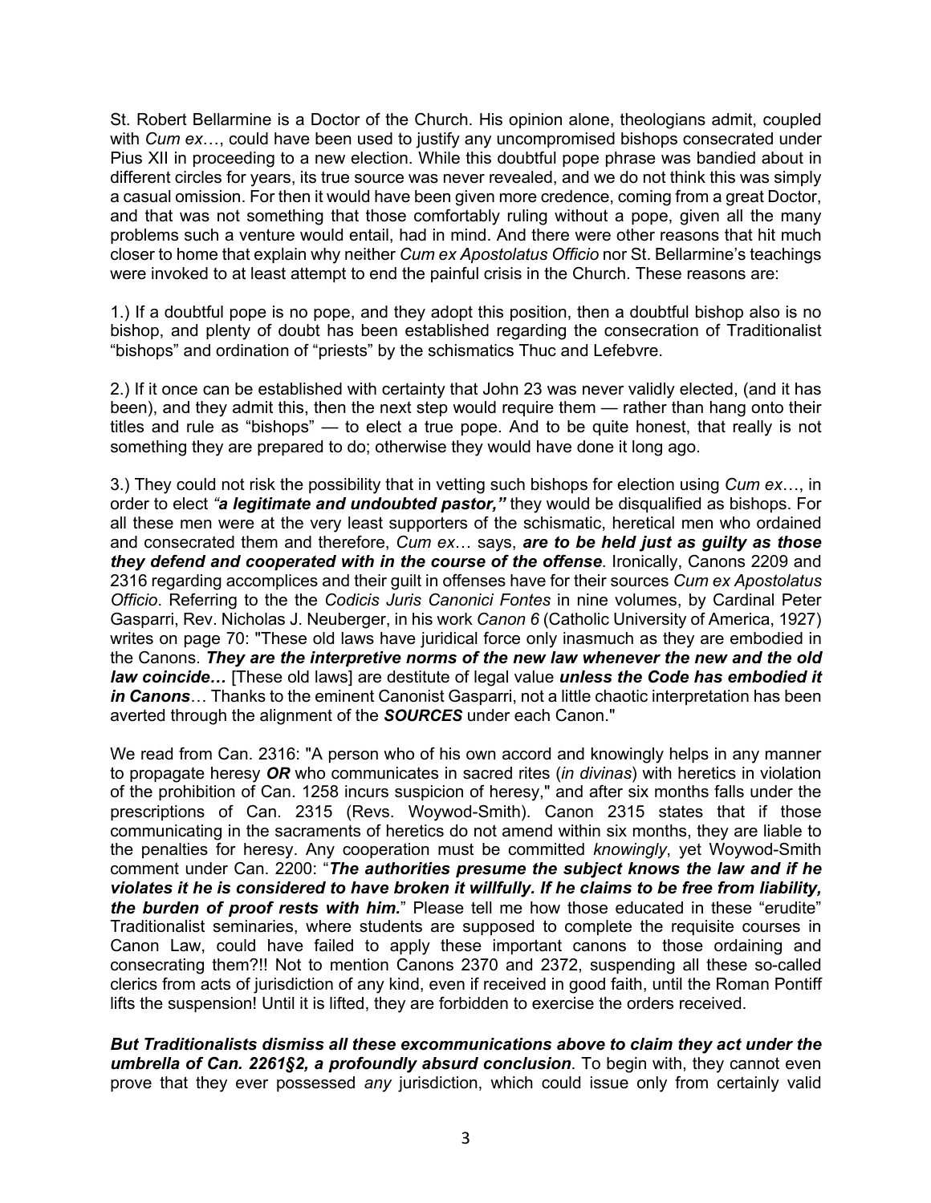St. Robert Bellarmine is a Doctor of the Church. His opinion alone, theologians admit, coupled with *Cum ex*…, could have been used to justify any uncompromised bishops consecrated under Pius XII in proceeding to a new election. While this doubtful pope phrase was bandied about in different circles for years, its true source was never revealed, and we do not think this was simply a casual omission. For then it would have been given more credence, coming from a great Doctor, and that was not something that those comfortably ruling without a pope, given all the many problems such a venture would entail, had in mind. And there were other reasons that hit much closer to home that explain why neither *Cum ex Apostolatus Officio* nor St. Bellarmine's teachings were invoked to at least attempt to end the painful crisis in the Church. These reasons are:

1.) If a doubtful pope is no pope, and they adopt this position, then a doubtful bishop also is no bishop, and plenty of doubt has been established regarding the consecration of Traditionalist "bishops" and ordination of "priests" by the schismatics Thuc and Lefebvre.

2.) If it once can be established with certainty that John 23 was never validly elected, (and it has been), and they admit this, then the next step would require them — rather than hang onto their titles and rule as "bishops" — to elect a true pope. And to be quite honest, that really is not something they are prepared to do; otherwise they would have done it long ago.

3.) They could not risk the possibility that in vetting such bishops for election using *Cum ex*…, in order to elect ***"a legitimate and undoubted pastor,"*** they would be disqualified as bishops. For all these men were at the very least supporters of the schismatic, heretical men who ordained and consecrated them and therefore, *Cum ex*… says, ***are to be held just as guilty as those they defend and cooperated with in the course of the offense***. Ironically, Canons 2209 and 2316 regarding accomplices and their guilt in offenses have for their sources *Cum ex Apostolatus Officio*. Referring to the the *Codicis Juris Canonici Fontes* in nine volumes, by Cardinal Peter Gasparri, Rev. Nicholas J. Neuberger, in his work *Canon 6* (Catholic University of America, 1927) writes on page 70: "These old laws have juridical force only inasmuch as they are embodied in the Canons. ***They are the interpretive norms of the new law whenever the new and the old law coincide…*** [These old laws] are destitute of legal value ***unless the Code has embodied it in Canons***… Thanks to the eminent Canonist Gasparri, not a little chaotic interpretation has been averted through the alignment of the ***SOURCES*** under each Canon."

We read from Can. 2316: "A person who of his own accord and knowingly helps in any manner to propagate heresy ***OR*** who communicates in sacred rites (*in divinas*) with heretics in violation of the prohibition of Can. 1258 incurs suspicion of heresy," and after six months falls under the prescriptions of Can. 2315 (Revs. Woywod-Smith). Canon 2315 states that if those communicating in the sacraments of heretics do not amend within six months, they are liable to the penalties for heresy. Any cooperation must be committed *knowingly*, yet Woywod-Smith comment under Can. 2200: "***The authorities presume the subject knows the law and if he violates it he is considered to have broken it willfully. If he claims to be free from liability, the burden of proof rests with him.***" Please tell me how those educated in these "erudite" Traditionalist seminaries, where students are supposed to complete the requisite courses in Canon Law, could have failed to apply these important canons to those ordaining and consecrating them?!! Not to mention Canons 2370 and 2372, suspending all these so-called clerics from acts of jurisdiction of any kind, even if received in good faith, until the Roman Pontiff lifts the suspension! Until it is lifted, they are forbidden to exercise the orders received.

***But Traditionalists dismiss all these excommunications above to claim they act under the umbrella of Can. 2261§2, a profoundly absurd conclusion***. To begin with, they cannot even prove that they ever possessed *any* jurisdiction, which could issue only from certainly valid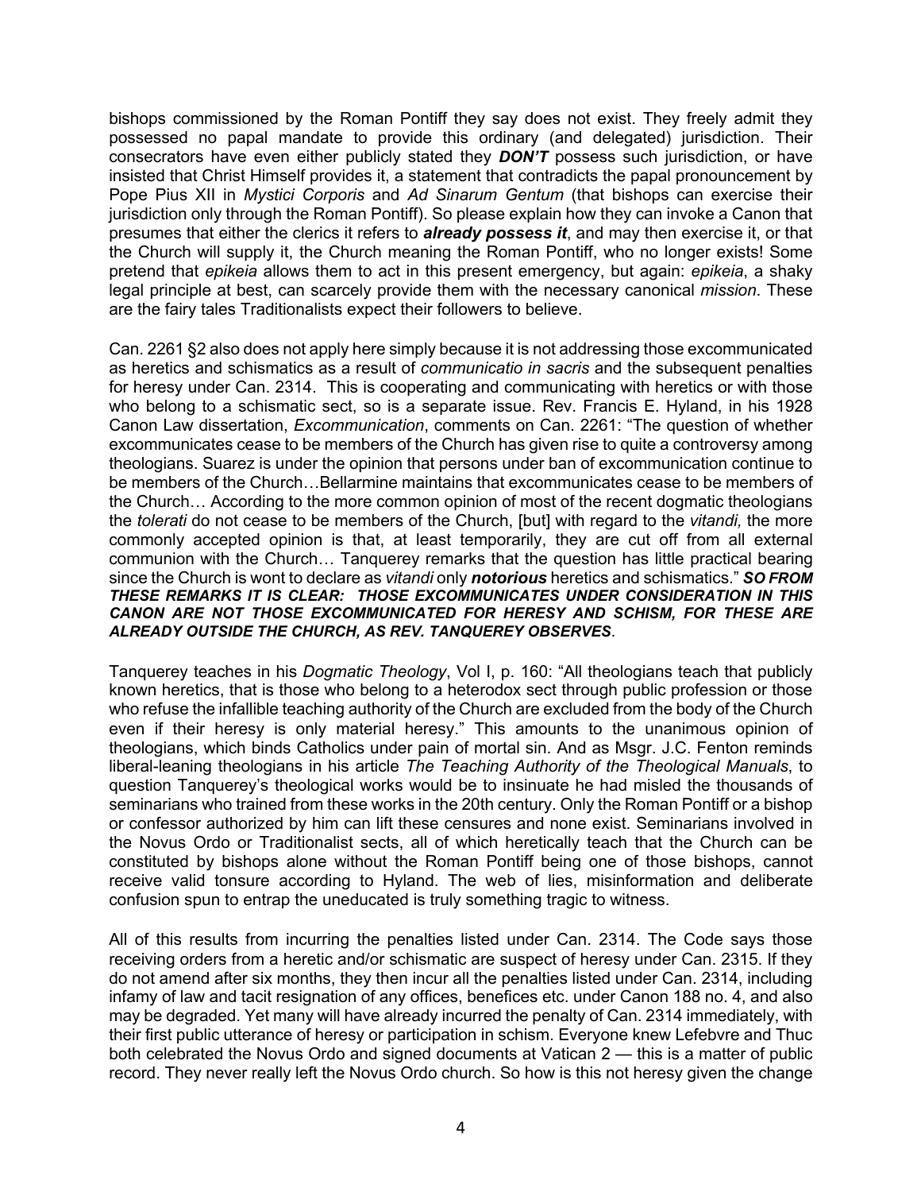bishops commissioned by the Roman Pontiff they say does not exist. They freely admit they possessed no papal mandate to provide this ordinary (and delegated) jurisdiction. Their consecrators have even either publicly stated they ***DON'T*** possess such jurisdiction, or have insisted that Christ Himself provides it, a statement that contradicts the papal pronouncement by Pope Pius XII in *Mystici Corporis* and *Ad Sinarum Gentum* (that bishops can exercise their jurisdiction only through the Roman Pontiff). So please explain how they can invoke a Canon that presumes that either the clerics it refers to ***already possess it***, and may then exercise it, or that the Church will supply it, the Church meaning the Roman Pontiff, who no longer exists! Some pretend that *epikeia* allows them to act in this present emergency, but again: *epikeia*, a shaky legal principle at best, can scarcely provide them with the necessary canonical *mission*. These are the fairy tales Traditionalists expect their followers to believe.

Can. 2261 §2 also does not apply here simply because it is not addressing those excommunicated as heretics and schismatics as a result of *communicatio in sacris* and the subsequent penalties for heresy under Can. 2314. This is cooperating and communicating with heretics or with those who belong to a schismatic sect, so is a separate issue. Rev. Francis E. Hyland, in his 1928 Canon Law dissertation, *Excommunication*, comments on Can. 2261: "The question of whether excommunicates cease to be members of the Church has given rise to quite a controversy among theologians. Suarez is under the opinion that persons under ban of excommunication continue to be members of the Church…Bellarmine maintains that excommunicates cease to be members of the Church… According to the more common opinion of most of the recent dogmatic theologians the *tolerati* do not cease to be members of the Church, [but] with regard to the *vitandi,* the more commonly accepted opinion is that, at least temporarily, they are cut off from all external communion with the Church… Tanquerey remarks that the question has little practical bearing since the Church is wont to declare as *vitandi* only ***notorious*** heretics and schismatics." ***SO FROM THESE REMARKS IT IS CLEAR: THOSE EXCOMMUNICATES UNDER CONSIDERATION IN THIS CANON ARE NOT THOSE EXCOMMUNICATED FOR HERESY AND SCHISM, FOR THESE ARE ALREADY OUTSIDE THE CHURCH, AS REV. TANQUEREY OBSERVES***.

Tanquerey teaches in his *Dogmatic Theology*, Vol I, p. 160: "All theologians teach that publicly known heretics, that is those who belong to a heterodox sect through public profession or those who refuse the infallible teaching authority of the Church are excluded from the body of the Church even if their heresy is only material heresy." This amounts to the unanimous opinion of theologians, which binds Catholics under pain of mortal sin. And as Msgr. J.C. Fenton reminds liberal-leaning theologians in his article *The Teaching Authority of the Theological Manuals*, to question Tanquerey's theological works would be to insinuate he had misled the thousands of seminarians who trained from these works in the 20th century. Only the Roman Pontiff or a bishop or confessor authorized by him can lift these censures and none exist. Seminarians involved in the Novus Ordo or Traditionalist sects, all of which heretically teach that the Church can be constituted by bishops alone without the Roman Pontiff being one of those bishops, cannot receive valid tonsure according to Hyland. The web of lies, misinformation and deliberate confusion spun to entrap the uneducated is truly something tragic to witness.

All of this results from incurring the penalties listed under Can. 2314. The Code says those receiving orders from a heretic and/or schismatic are suspect of heresy under Can. 2315. If they do not amend after six months, they then incur all the penalties listed under Can. 2314, including infamy of law and tacit resignation of any offices, benefices etc. under Canon 188 no. 4, and also may be degraded. Yet many will have already incurred the penalty of Can. 2314 immediately, with their first public utterance of heresy or participation in schism. Everyone knew Lefebvre and Thuc both celebrated the Novus Ordo and signed documents at Vatican 2 — this is a matter of public record. They never really left the Novus Ordo church. So how is this not heresy given the change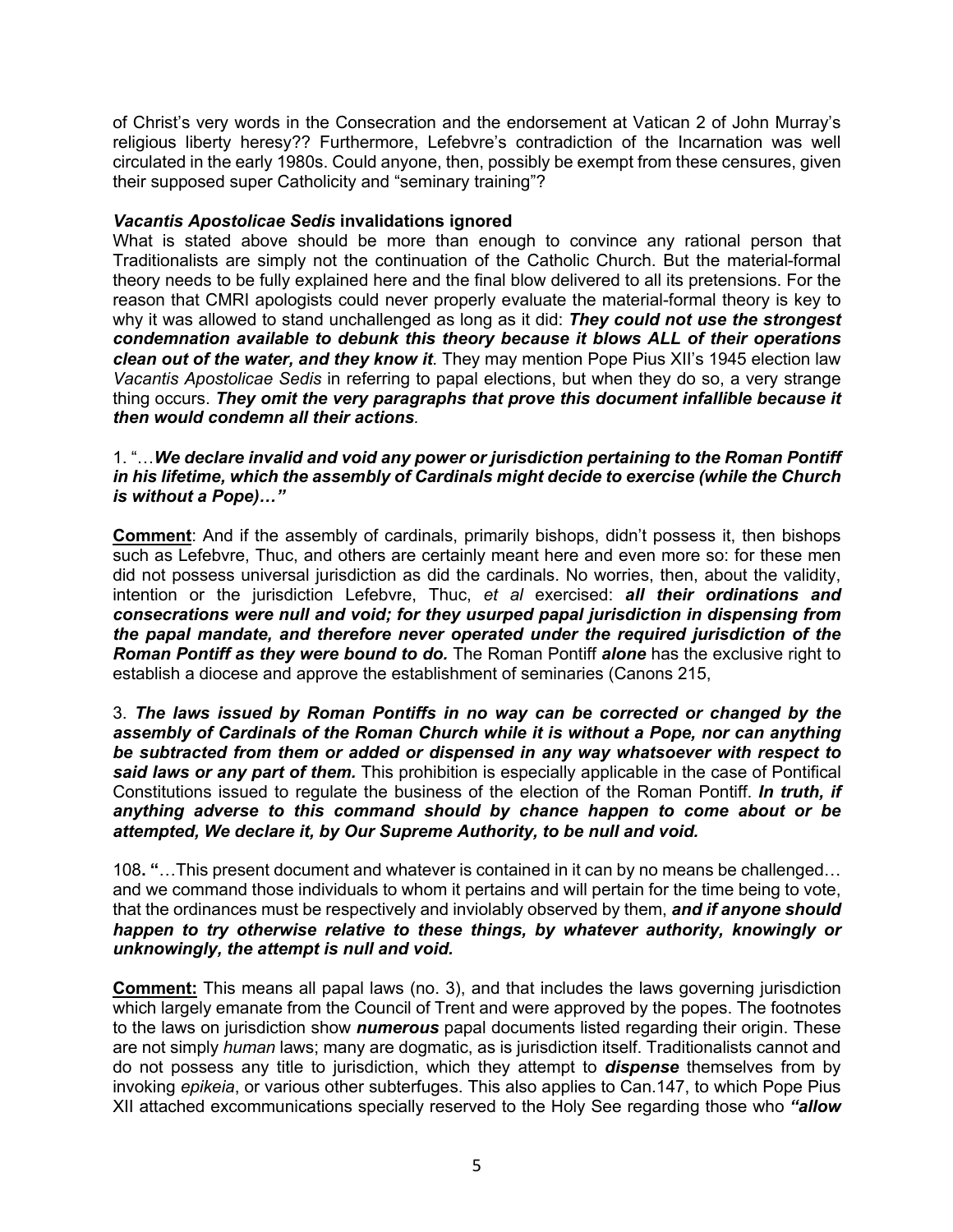of Christ's very words in the Consecration and the endorsement at Vatican 2 of John Murray's religious liberty heresy?? Furthermore, Lefebvre's contradiction of the Incarnation was well circulated in the early 1980s. Could anyone, then, possibly be exempt from these censures, given their supposed super Catholicity and "seminary training"?

***Vacantis Apostolicae Sedis* invalidations ignored**

What is stated above should be more than enough to convince any rational person that Traditionalists are simply not the continuation of the Catholic Church. But the material-formal theory needs to be fully explained here and the final blow delivered to all its pretensions. For the reason that CMRI apologists could never properly evaluate the material-formal theory is key to why it was allowed to stand unchallenged as long as it did: ***They could not use the strongest condemnation available to debunk this theory because it blows ALL of their operations clean out of the water, and they know it***. They may mention Pope Pius XII's 1945 election law *Vacantis Apostolicae Sedis* in referring to papal elections, but when they do so, a very strange thing occurs. ***They omit the very paragraphs that prove this document infallible because it then would condemn all their actions***.

1. "…***We declare invalid and void any power or jurisdiction pertaining to the Roman Pontiff in his lifetime, which the assembly of Cardinals might decide to exercise (while the Church is without a Pope)…"***

**Comment**: And if the assembly of cardinals, primarily bishops, didn't possess it, then bishops such as Lefebvre, Thuc, and others are certainly meant here and even more so: for these men did not possess universal jurisdiction as did the cardinals. No worries, then, about the validity, intention or the jurisdiction Lefebvre, Thuc, *et al* exercised: ***all their ordinations and consecrations were null and void; for they usurped papal jurisdiction in dispensing from the papal mandate, and therefore never operated under the required jurisdiction of the Roman Pontiff as they were bound to do.*** The Roman Pontiff ***alone*** has the exclusive right to establish a diocese and approve the establishment of seminaries (Canons 215,

3. ***The laws issued by Roman Pontiffs in no way can be corrected or changed by the assembly of Cardinals of the Roman Church while it is without a Pope, nor can anything be subtracted from them or added or dispensed in any way whatsoever with respect to said laws or any part of them.*** This prohibition is especially applicable in the case of Pontifical Constitutions issued to regulate the business of the election of the Roman Pontiff. ***In truth, if anything adverse to this command should by chance happen to come about or be attempted, We declare it, by Our Supreme Authority, to be null and void.***

108**. "**…This present document and whatever is contained in it can by no means be challenged… and we command those individuals to whom it pertains and will pertain for the time being to vote, that the ordinances must be respectively and inviolably observed by them, ***and if anyone should happen to try otherwise relative to these things, by whatever authority, knowingly or unknowingly, the attempt is null and void.***

**Comment:** This means all papal laws (no. 3), and that includes the laws governing jurisdiction which largely emanate from the Council of Trent and were approved by the popes. The footnotes to the laws on jurisdiction show ***numerous*** papal documents listed regarding their origin. These are not simply *human* laws; many are dogmatic, as is jurisdiction itself. Traditionalists cannot and do not possess any title to jurisdiction, which they attempt to ***dispense*** themselves from by invoking *epikeia*, or various other subterfuges. This also applies to Can.147, to which Pope Pius XII attached excommunications specially reserved to the Holy See regarding those who ***"allow***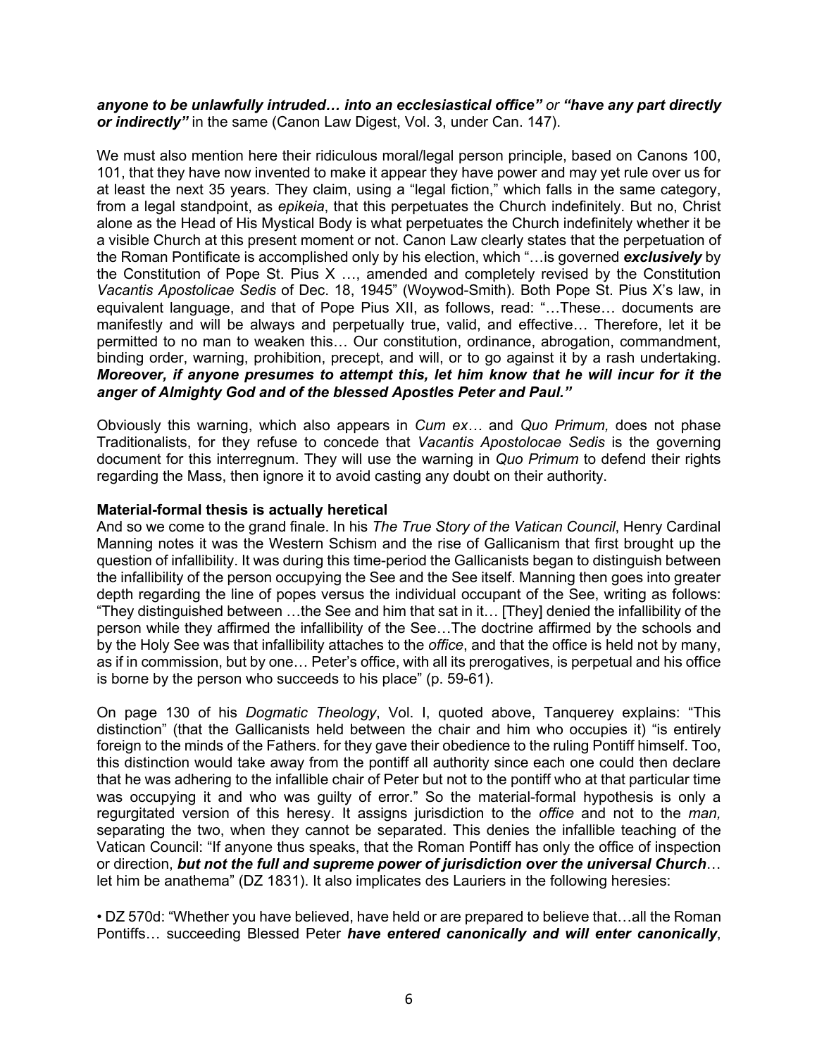***anyone to be unlawfully intruded… into an ecclesiastical office"*** *or* ***"have any part directly or indirectly"*** in the same (Canon Law Digest, Vol. 3, under Can. 147).

We must also mention here their ridiculous moral/legal person principle, based on Canons 100, 101, that they have now invented to make it appear they have power and may yet rule over us for at least the next 35 years. They claim, using a "legal fiction," which falls in the same category, from a legal standpoint, as *epikeia*, that this perpetuates the Church indefinitely. But no, Christ alone as the Head of His Mystical Body is what perpetuates the Church indefinitely whether it be a visible Church at this present moment or not. Canon Law clearly states that the perpetuation of the Roman Pontificate is accomplished only by his election, which "…is governed ***exclusively*** by the Constitution of Pope St. Pius X …, amended and completely revised by the Constitution *Vacantis Apostolicae Sedis* of Dec. 18, 1945" (Woywod-Smith). Both Pope St. Pius X's law, in equivalent language, and that of Pope Pius XII, as follows, read: "…These… documents are manifestly and will be always and perpetually true, valid, and effective… Therefore, let it be permitted to no man to weaken this… Our constitution, ordinance, abrogation, commandment, binding order, warning, prohibition, precept, and will, or to go against it by a rash undertaking. ***Moreover, if anyone presumes to attempt this, let him know that he will incur for it the anger of Almighty God and of the blessed Apostles Peter and Paul."***

Obviously this warning, which also appears in *Cum ex…* and *Quo Primum,* does not phase Traditionalists, for they refuse to concede that *Vacantis Apostolocae Sedis* is the governing document for this interregnum. They will use the warning in *Quo Primum* to defend their rights regarding the Mass, then ignore it to avoid casting any doubt on their authority.

**Material-formal thesis is actually heretical**

And so we come to the grand finale. In his *The True Story of the Vatican Council*, Henry Cardinal Manning notes it was the Western Schism and the rise of Gallicanism that first brought up the question of infallibility. It was during this time-period the Gallicanists began to distinguish between the infallibility of the person occupying the See and the See itself. Manning then goes into greater depth regarding the line of popes versus the individual occupant of the See, writing as follows: "They distinguished between …the See and him that sat in it… [They] denied the infallibility of the person while they affirmed the infallibility of the See…The doctrine affirmed by the schools and by the Holy See was that infallibility attaches to the *office*, and that the office is held not by many, as if in commission, but by one… Peter's office, with all its prerogatives, is perpetual and his office is borne by the person who succeeds to his place" (p. 59-61).

On page 130 of his *Dogmatic Theology*, Vol. I, quoted above, Tanquerey explains: "This distinction" (that the Gallicanists held between the chair and him who occupies it) "is entirely foreign to the minds of the Fathers. for they gave their obedience to the ruling Pontiff himself. Too, this distinction would take away from the pontiff all authority since each one could then declare that he was adhering to the infallible chair of Peter but not to the pontiff who at that particular time was occupying it and who was guilty of error." So the material-formal hypothesis is only a regurgitated version of this heresy. It assigns jurisdiction to the *office* and not to the *man,* separating the two, when they cannot be separated. This denies the infallible teaching of the Vatican Council: "If anyone thus speaks, that the Roman Pontiff has only the office of inspection or direction, ***but not the full and supreme power of jurisdiction over the universal Church***… let him be anathema" (DZ 1831). It also implicates des Lauriers in the following heresies:

- DZ 570d: "Whether you have believed, have held or are prepared to believe that…all the Roman Pontiffs… succeeding Blessed Peter ***have entered canonically and will enter canonically***,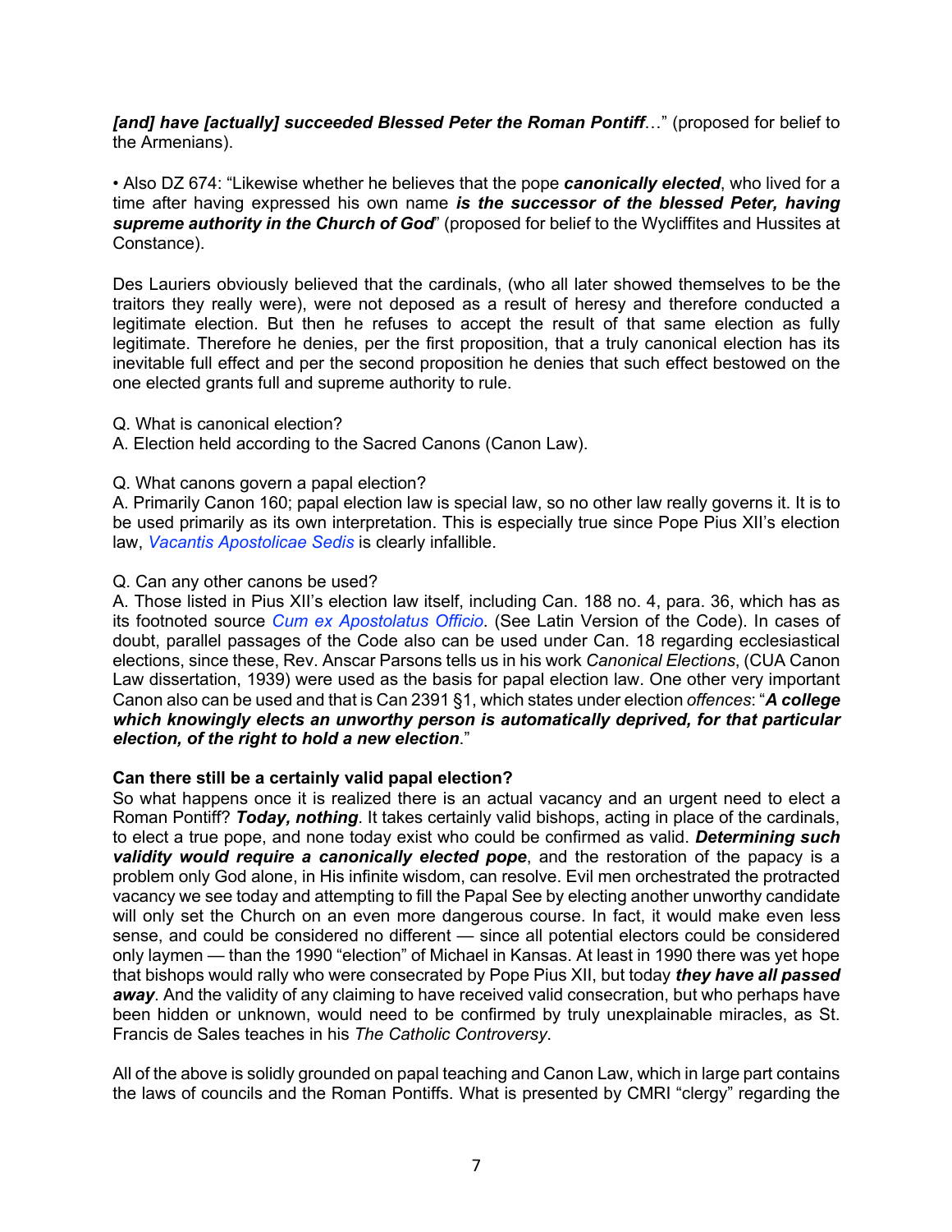***[and] have [actually] succeeded Blessed Peter the Roman Pontiff***…" (proposed for belief to the Armenians).

• Also DZ 674: "Likewise whether he believes that the pope ***canonically elected***, who lived for a time after having expressed his own name ***is the successor of the blessed Peter, having supreme authority in the Church of God***" (proposed for belief to the Wycliffites and Hussites at Constance).

Des Lauriers obviously believed that the cardinals, (who all later showed themselves to be the traitors they really were), were not deposed as a result of heresy and therefore conducted a legitimate election. But then he refuses to accept the result of that same election as fully legitimate. Therefore he denies, per the first proposition, that a truly canonical election has its inevitable full effect and per the second proposition he denies that such effect bestowed on the one elected grants full and supreme authority to rule.

Q. What is canonical election?
A. Election held according to the Sacred Canons (Canon Law).

Q. What canons govern a papal election?
A. Primarily Canon 160; papal election law is special law, so no other law really governs it. It is to be used primarily as its own interpretation. This is especially true since Pope Pius XII's election law, *Vacantis Apostolicae Sedis* is clearly infallible.

Q. Can any other canons be used?
A. Those listed in Pius XII's election law itself, including Can. 188 no. 4, para. 36, which has as its footnoted source *Cum ex Apostolatus Officio*. (See Latin Version of the Code). In cases of doubt, parallel passages of the Code also can be used under Can. 18 regarding ecclesiastical elections, since these, Rev. Anscar Parsons tells us in his work *Canonical Elections*, (CUA Canon Law dissertation, 1939) were used as the basis for papal election law. One other very important Canon also can be used and that is Can 2391 §1, which states under election *offences*: "***A college which knowingly elects an unworthy person is automatically deprived, for that particular election, of the right to hold a new election***."

**Can there still be a certainly valid papal election?**

So what happens once it is realized there is an actual vacancy and an urgent need to elect a Roman Pontiff? ***Today, nothing***. It takes certainly valid bishops, acting in place of the cardinals, to elect a true pope, and none today exist who could be confirmed as valid. ***Determining such validity would require a canonically elected pope***, and the restoration of the papacy is a problem only God alone, in His infinite wisdom, can resolve. Evil men orchestrated the protracted vacancy we see today and attempting to fill the Papal See by electing another unworthy candidate will only set the Church on an even more dangerous course. In fact, it would make even less sense, and could be considered no different — since all potential electors could be considered only laymen — than the 1990 "election" of Michael in Kansas. At least in 1990 there was yet hope that bishops would rally who were consecrated by Pope Pius XII, but today ***they have all passed away***. And the validity of any claiming to have received valid consecration, but who perhaps have been hidden or unknown, would need to be confirmed by truly unexplainable miracles, as St. Francis de Sales teaches in his *The Catholic Controversy*.

All of the above is solidly grounded on papal teaching and Canon Law, which in large part contains the laws of councils and the Roman Pontiffs. What is presented by CMRI "clergy" regarding the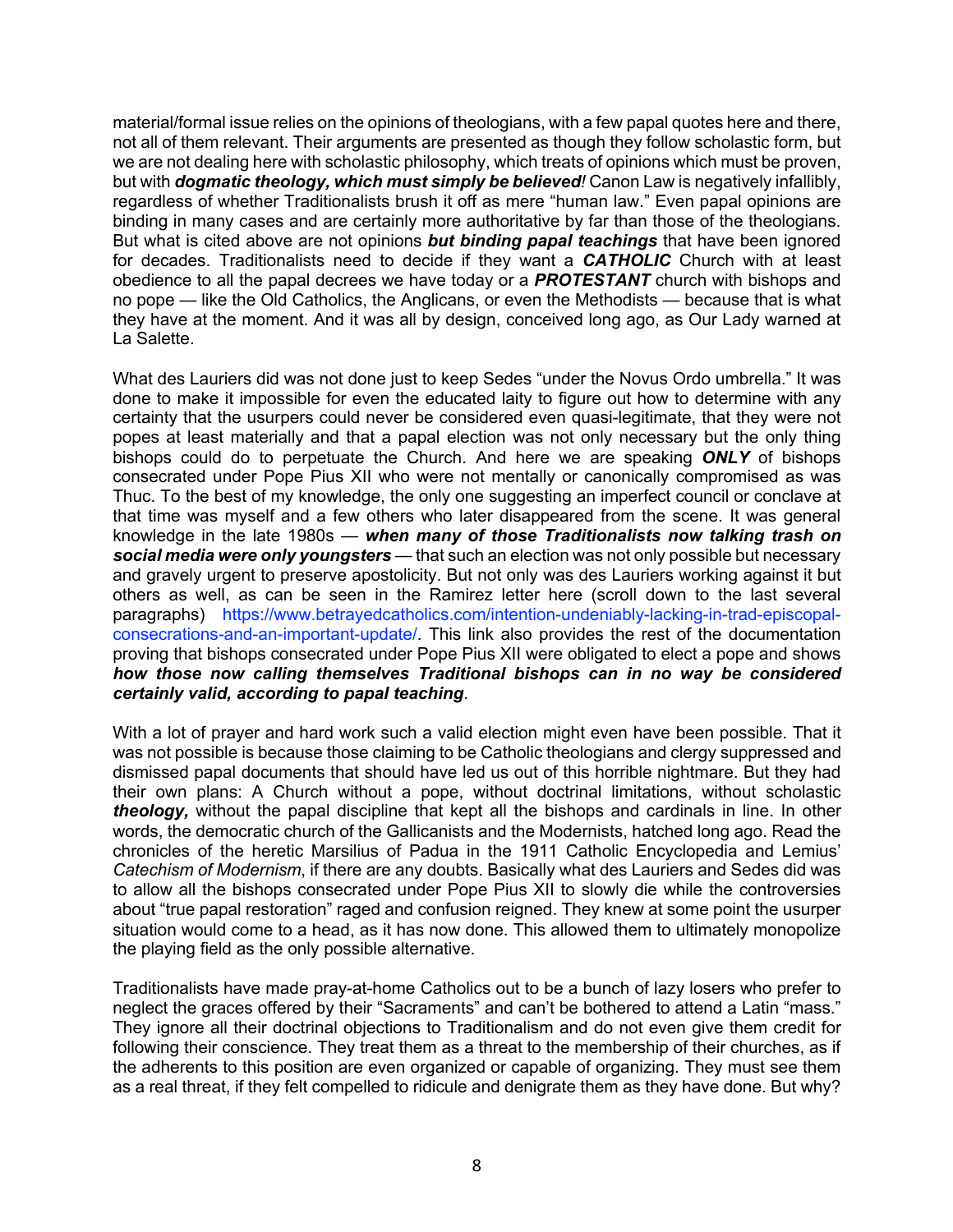material/formal issue relies on the opinions of theologians, with a few papal quotes here and there, not all of them relevant. Their arguments are presented as though they follow scholastic form, but we are not dealing here with scholastic philosophy, which treats of opinions which must be proven, but with ***dogmatic theology, which must simply be believed!*** Canon Law is negatively infallibly, regardless of whether Traditionalists brush it off as mere "human law." Even papal opinions are binding in many cases and are certainly more authoritative by far than those of the theologians. But what is cited above are not opinions ***but binding papal teachings*** that have been ignored for decades. Traditionalists need to decide if they want a ***CATHOLIC*** Church with at least obedience to all the papal decrees we have today or a ***PROTESTANT*** church with bishops and no pope — like the Old Catholics, the Anglicans, or even the Methodists — because that is what they have at the moment. And it was all by design, conceived long ago, as Our Lady warned at La Salette.

What des Lauriers did was not done just to keep Sedes "under the Novus Ordo umbrella." It was done to make it impossible for even the educated laity to figure out how to determine with any certainty that the usurpers could never be considered even quasi-legitimate, that they were not popes at least materially and that a papal election was not only necessary but the only thing bishops could do to perpetuate the Church. And here we are speaking ***ONLY*** of bishops consecrated under Pope Pius XII who were not mentally or canonically compromised as was Thuc. To the best of my knowledge, the only one suggesting an imperfect council or conclave at that time was myself and a few others who later disappeared from the scene. It was general knowledge in the late 1980s — ***when many of those Traditionalists now talking trash on social media were only youngsters*** — that such an election was not only possible but necessary and gravely urgent to preserve apostolicity. But not only was des Lauriers working against it but others as well, as can be seen in the Ramirez letter here (scroll down to the last several paragraphs) https://www.betrayedcatholics.com/intention-undeniably-lacking-in-trad-episcopal-consecrations-and-an-important-update/. This link also provides the rest of the documentation proving that bishops consecrated under Pope Pius XII were obligated to elect a pope and shows ***how those now calling themselves Traditional bishops can in no way be considered certainly valid, according to papal teaching***.

With a lot of prayer and hard work such a valid election might even have been possible. That it was not possible is because those claiming to be Catholic theologians and clergy suppressed and dismissed papal documents that should have led us out of this horrible nightmare. But they had their own plans: A Church without a pope, without doctrinal limitations, without scholastic ***theology,*** without the papal discipline that kept all the bishops and cardinals in line. In other words, the democratic church of the Gallicanists and the Modernists, hatched long ago. Read the chronicles of the heretic Marsilius of Padua in the 1911 Catholic Encyclopedia and Lemius' *Catechism of Modernism*, if there are any doubts. Basically what des Lauriers and Sedes did was to allow all the bishops consecrated under Pope Pius XII to slowly die while the controversies about "true papal restoration" raged and confusion reigned. They knew at some point the usurper situation would come to a head, as it has now done. This allowed them to ultimately monopolize the playing field as the only possible alternative.

Traditionalists have made pray-at-home Catholics out to be a bunch of lazy losers who prefer to neglect the graces offered by their "Sacraments" and can't be bothered to attend a Latin "mass." They ignore all their doctrinal objections to Traditionalism and do not even give them credit for following their conscience. They treat them as a threat to the membership of their churches, as if the adherents to this position are even organized or capable of organizing. They must see them as a real threat, if they felt compelled to ridicule and denigrate them as they have done. But why?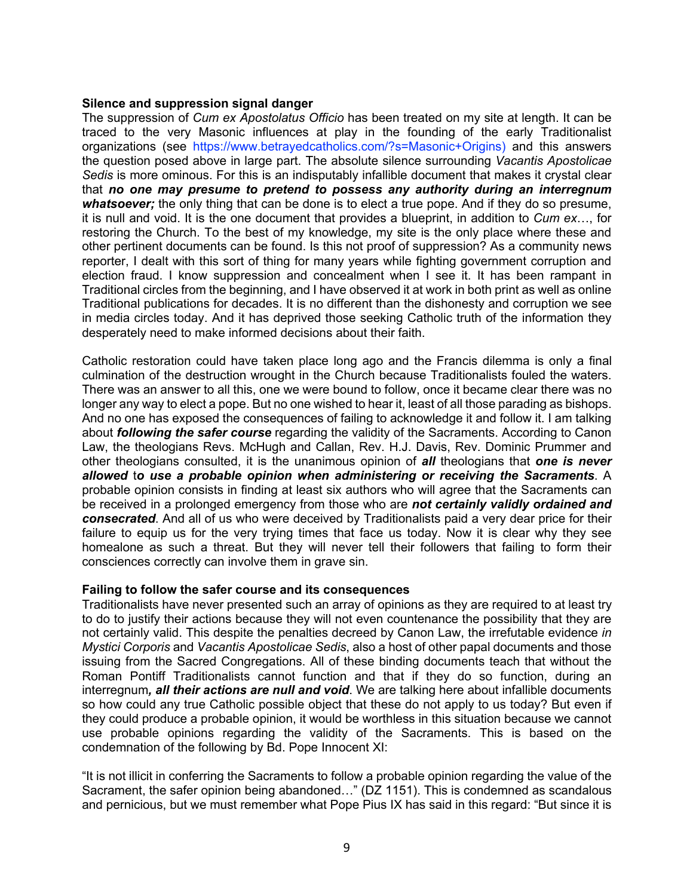**Silence and suppression signal danger**

The suppression of *Cum ex Apostolatus Officio* has been treated on my site at length. It can be traced to the very Masonic influences at play in the founding of the early Traditionalist organizations (see https://www.betrayedcatholics.com/?s=Masonic+Origins) and this answers the question posed above in large part. The absolute silence surrounding *Vacantis Apostolicae Sedis* is more ominous. For this is an indisputably infallible document that makes it crystal clear that ***no one may presume to pretend to possess any authority during an interregnum whatsoever;*** the only thing that can be done is to elect a true pope. And if they do so presume, it is null and void. It is the one document that provides a blueprint, in addition to *Cum ex*…, for restoring the Church. To the best of my knowledge, my site is the only place where these and other pertinent documents can be found. Is this not proof of suppression? As a community news reporter, I dealt with this sort of thing for many years while fighting government corruption and election fraud. I know suppression and concealment when I see it. It has been rampant in Traditional circles from the beginning, and I have observed it at work in both print as well as online Traditional publications for decades. It is no different than the dishonesty and corruption we see in media circles today. And it has deprived those seeking Catholic truth of the information they desperately need to make informed decisions about their faith.

Catholic restoration could have taken place long ago and the Francis dilemma is only a final culmination of the destruction wrought in the Church because Traditionalists fouled the waters. There was an answer to all this, one we were bound to follow, once it became clear there was no longer any way to elect a pope. But no one wished to hear it, least of all those parading as bishops. And no one has exposed the consequences of failing to acknowledge it and follow it. I am talking about ***following the safer course*** regarding the validity of the Sacraments. According to Canon Law, the theologians Revs. McHugh and Callan, Rev. H.J. Davis, Rev. Dominic Prummer and other theologians consulted, it is the unanimous opinion of ***all*** theologians that ***one is never allowed*** t***o use a probable opinion when administering or receiving the Sacraments***. A probable opinion consists in finding at least six authors who will agree that the Sacraments can be received in a prolonged emergency from those who are ***not certainly validly ordained and consecrated***. And all of us who were deceived by Traditionalists paid a very dear price for their failure to equip us for the very trying times that face us today. Now it is clear why they see homealone as such a threat. But they will never tell their followers that failing to form their consciences correctly can involve them in grave sin.

**Failing to follow the safer course and its consequences**

Traditionalists have never presented such an array of opinions as they are required to at least try to do to justify their actions because they will not even countenance the possibility that they are not certainly valid. This despite the penalties decreed by Canon Law, the irrefutable evidence *in Mystici Corporis* and *Vacantis Apostolicae Sedis*, also a host of other papal documents and those issuing from the Sacred Congregations. All of these binding documents teach that without the Roman Pontiff Traditionalists cannot function and that if they do so function, during an interregnum***, all their actions are null and void***. We are talking here about infallible documents so how could any true Catholic possible object that these do not apply to us today? But even if they could produce a probable opinion, it would be worthless in this situation because we cannot use probable opinions regarding the validity of the Sacraments. This is based on the condemnation of the following by Bd. Pope Innocent XI:

"It is not illicit in conferring the Sacraments to follow a probable opinion regarding the value of the Sacrament, the safer opinion being abandoned…" (DZ 1151). This is condemned as scandalous and pernicious, but we must remember what Pope Pius IX has said in this regard: "But since it is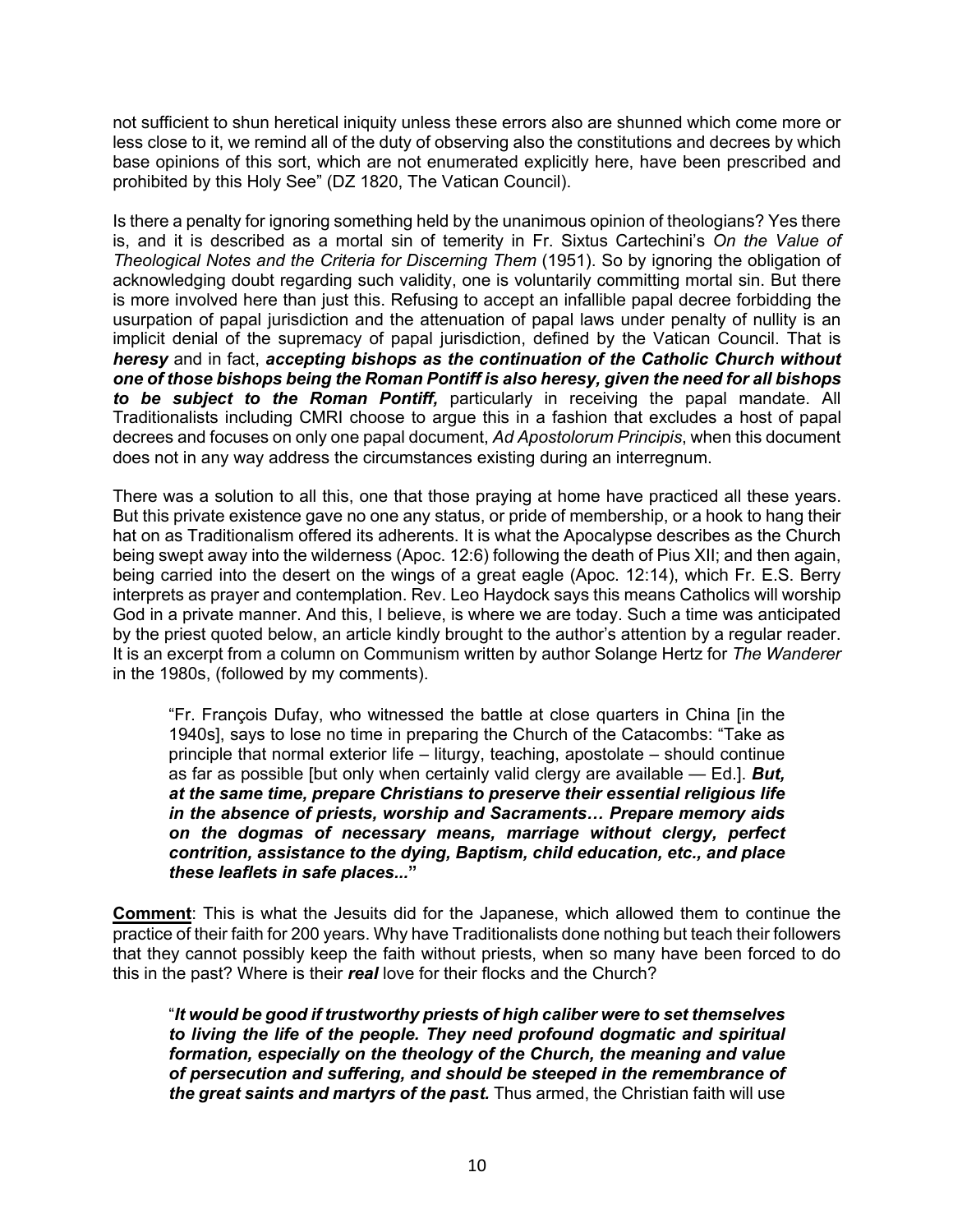not sufficient to shun heretical iniquity unless these errors also are shunned which come more or less close to it, we remind all of the duty of observing also the constitutions and decrees by which base opinions of this sort, which are not enumerated explicitly here, have been prescribed and prohibited by this Holy See" (DZ 1820, The Vatican Council).

Is there a penalty for ignoring something held by the unanimous opinion of theologians? Yes there is, and it is described as a mortal sin of temerity in Fr. Sixtus Cartechini's *On the Value of Theological Notes and the Criteria for Discerning Them* (1951). So by ignoring the obligation of acknowledging doubt regarding such validity, one is voluntarily committing mortal sin. But there is more involved here than just this. Refusing to accept an infallible papal decree forbidding the usurpation of papal jurisdiction and the attenuation of papal laws under penalty of nullity is an implicit denial of the supremacy of papal jurisdiction, defined by the Vatican Council. That is ***heresy*** and in fact, ***accepting bishops as the continuation of the Catholic Church without one of those bishops being the Roman Pontiff is also heresy, given the need for all bishops to be subject to the Roman Pontiff,*** particularly in receiving the papal mandate. All Traditionalists including CMRI choose to argue this in a fashion that excludes a host of papal decrees and focuses on only one papal document, *Ad Apostolorum Principis*, when this document does not in any way address the circumstances existing during an interregnum.

There was a solution to all this, one that those praying at home have practiced all these years. But this private existence gave no one any status, or pride of membership, or a hook to hang their hat on as Traditionalism offered its adherents. It is what the Apocalypse describes as the Church being swept away into the wilderness (Apoc. 12:6) following the death of Pius XII; and then again, being carried into the desert on the wings of a great eagle (Apoc. 12:14), which Fr. E.S. Berry interprets as prayer and contemplation. Rev. Leo Haydock says this means Catholics will worship God in a private manner. And this, I believe, is where we are today. Such a time was anticipated by the priest quoted below, an article kindly brought to the author's attention by a regular reader. It is an excerpt from a column on Communism written by author Solange Hertz for *The Wanderer* in the 1980s, (followed by my comments).

> "Fr. François Dufay, who witnessed the battle at close quarters in China [in the 1940s], says to lose no time in preparing the Church of the Catacombs: "Take as principle that normal exterior life – liturgy, teaching, apostolate – should continue as far as possible [but only when certainly valid clergy are available — Ed.]. ***But, at the same time, prepare Christians to preserve their essential religious life in the absence of priests, worship and Sacraments… Prepare memory aids on the dogmas of necessary means, marriage without clergy, perfect contrition, assistance to the dying, Baptism, child education, etc., and place these leaflets in safe places...***"

**Comment**: This is what the Jesuits did for the Japanese, which allowed them to continue the practice of their faith for 200 years. Why have Traditionalists done nothing but teach their followers that they cannot possibly keep the faith without priests, when so many have been forced to do this in the past? Where is their ***real*** love for their flocks and the Church?

> "***It would be good if trustworthy priests of high caliber were to set themselves to living the life of the people. They need profound dogmatic and spiritual formation, especially on the theology of the Church, the meaning and value of persecution and suffering, and should be steeped in the remembrance of the great saints and martyrs of the past.*** Thus armed, the Christian faith will use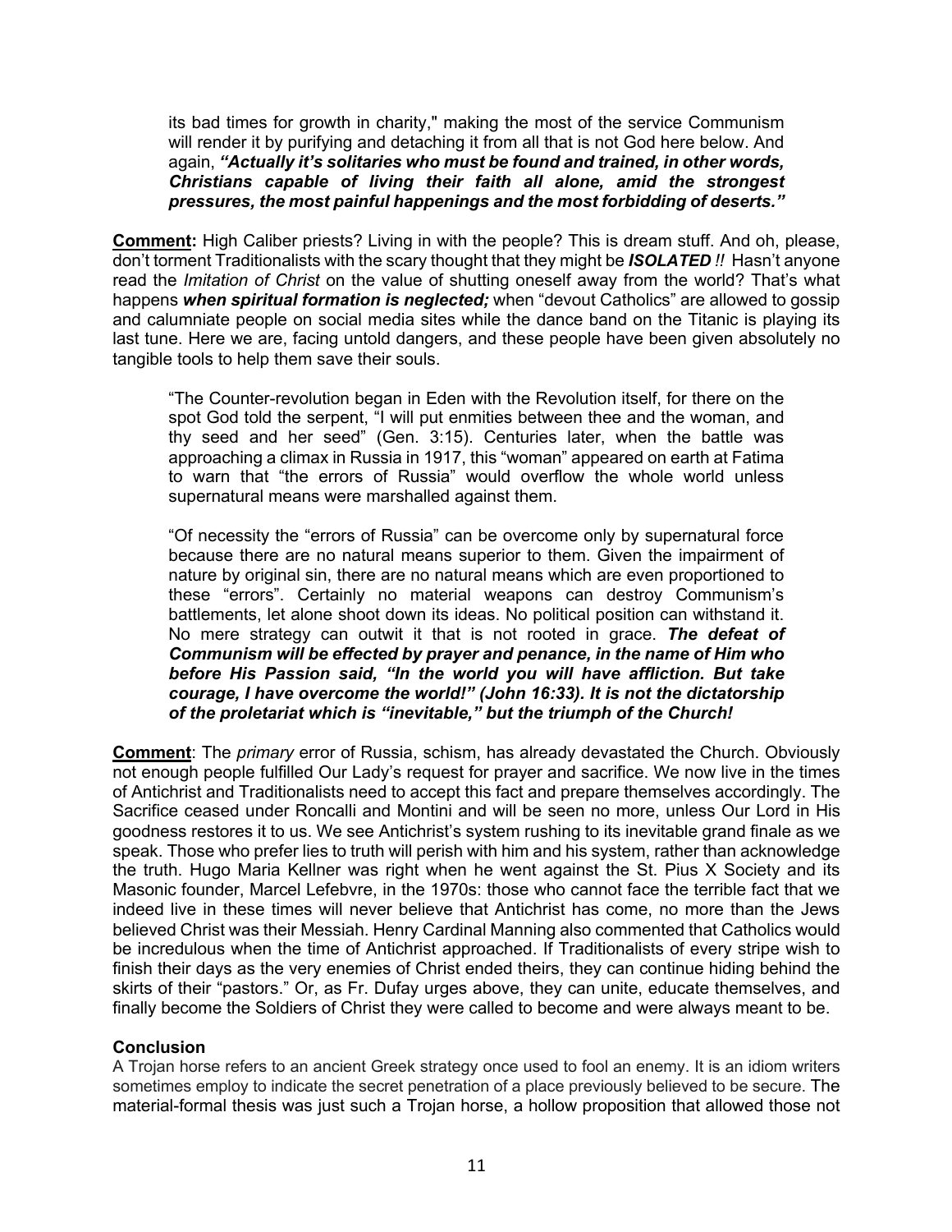> its bad times for growth in charity," making the most of the service Communism will render it by purifying and detaching it from all that is not God here below. And again, ***"Actually it's solitaries who must be found and trained, in other words, Christians capable of living their faith all alone, amid the strongest pressures, the most painful happenings and the most forbidding of deserts."***

**Comment:** High Caliber priests? Living in with the people? This is dream stuff. And oh, please, don't torment Traditionalists with the scary thought that they might be ***ISOLATED !!*** Hasn't anyone read the *Imitation of Christ* on the value of shutting oneself away from the world? That's what happens ***when spiritual formation is neglected;*** when "devout Catholics" are allowed to gossip and calumniate people on social media sites while the dance band on the Titanic is playing its last tune. Here we are, facing untold dangers, and these people have been given absolutely no tangible tools to help them save their souls.

> "The Counter-revolution began in Eden with the Revolution itself, for there on the spot God told the serpent, "I will put enmities between thee and the woman, and thy seed and her seed" (Gen. 3:15). Centuries later, when the battle was approaching a climax in Russia in 1917, this "woman" appeared on earth at Fatima to warn that "the errors of Russia" would overflow the whole world unless supernatural means were marshalled against them.
>
> "Of necessity the "errors of Russia" can be overcome only by supernatural force because there are no natural means superior to them. Given the impairment of nature by original sin, there are no natural means which are even proportioned to these "errors". Certainly no material weapons can destroy Communism's battlements, let alone shoot down its ideas. No political position can withstand it. No mere strategy can outwit it that is not rooted in grace. ***The defeat of Communism will be effected by prayer and penance, in the name of Him who before His Passion said, "In the world you will have affliction. But take courage, I have overcome the world!" (John 16:33). It is not the dictatorship of the proletariat which is "inevitable," but the triumph of the Church!***

**Comment**: The *primary* error of Russia, schism, has already devastated the Church. Obviously not enough people fulfilled Our Lady's request for prayer and sacrifice. We now live in the times of Antichrist and Traditionalists need to accept this fact and prepare themselves accordingly. The Sacrifice ceased under Roncalli and Montini and will be seen no more, unless Our Lord in His goodness restores it to us. We see Antichrist's system rushing to its inevitable grand finale as we speak. Those who prefer lies to truth will perish with him and his system, rather than acknowledge the truth. Hugo Maria Kellner was right when he went against the St. Pius X Society and its Masonic founder, Marcel Lefebvre, in the 1970s: those who cannot face the terrible fact that we indeed live in these times will never believe that Antichrist has come, no more than the Jews believed Christ was their Messiah. Henry Cardinal Manning also commented that Catholics would be incredulous when the time of Antichrist approached. If Traditionalists of every stripe wish to finish their days as the very enemies of Christ ended theirs, they can continue hiding behind the skirts of their "pastors." Or, as Fr. Dufay urges above, they can unite, educate themselves, and finally become the Soldiers of Christ they were called to become and were always meant to be.

**Conclusion**

A Trojan horse refers to an ancient Greek strategy once used to fool an enemy. It is an idiom writers sometimes employ to indicate the secret penetration of a place previously believed to be secure. The material-formal thesis was just such a Trojan horse, a hollow proposition that allowed those not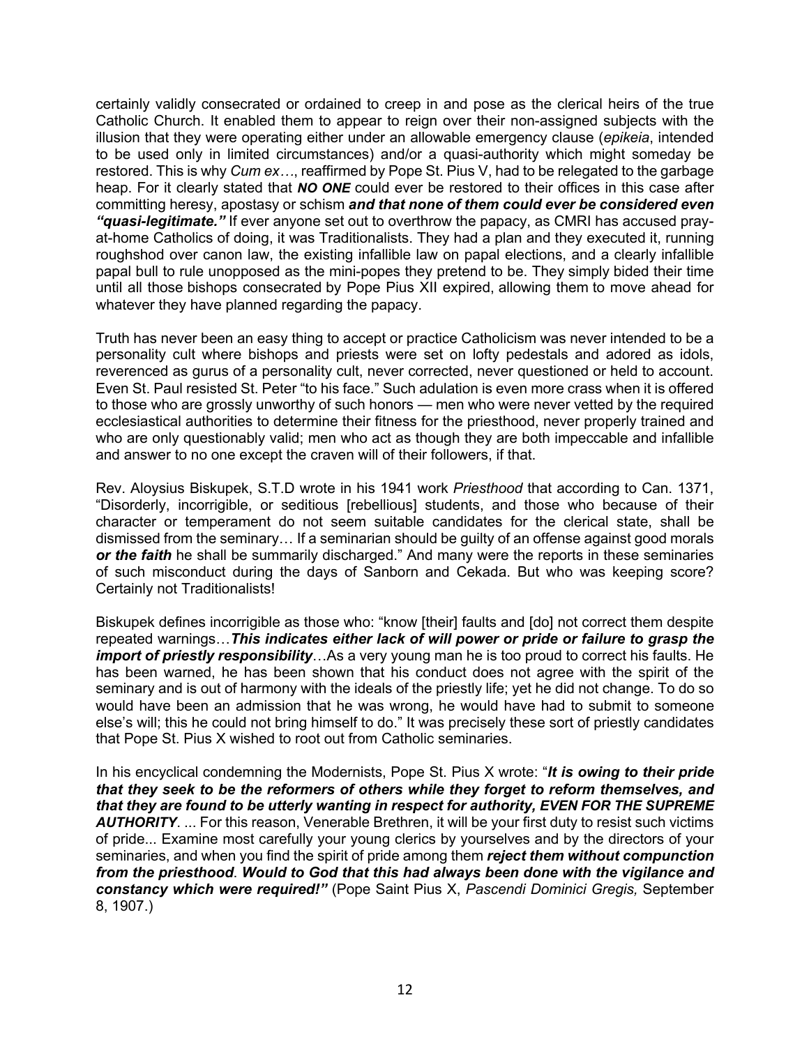certainly validly consecrated or ordained to creep in and pose as the clerical heirs of the true Catholic Church. It enabled them to appear to reign over their non-assigned subjects with the illusion that they were operating either under an allowable emergency clause (*epikeia*, intended to be used only in limited circumstances) and/or a quasi-authority which might someday be restored. This is why *Cum ex…*, reaffirmed by Pope St. Pius V, had to be relegated to the garbage heap. For it clearly stated that ***NO ONE*** could ever be restored to their offices in this case after committing heresy, apostasy or schism ***and that none of them could ever be considered even "quasi-legitimate."*** If ever anyone set out to overthrow the papacy, as CMRI has accused pray-at-home Catholics of doing, it was Traditionalists. They had a plan and they executed it, running roughshod over canon law, the existing infallible law on papal elections, and a clearly infallible papal bull to rule unopposed as the mini-popes they pretend to be. They simply bided their time until all those bishops consecrated by Pope Pius XII expired, allowing them to move ahead for whatever they have planned regarding the papacy.

Truth has never been an easy thing to accept or practice Catholicism was never intended to be a personality cult where bishops and priests were set on lofty pedestals and adored as idols, reverenced as gurus of a personality cult, never corrected, never questioned or held to account. Even St. Paul resisted St. Peter "to his face." Such adulation is even more crass when it is offered to those who are grossly unworthy of such honors — men who were never vetted by the required ecclesiastical authorities to determine their fitness for the priesthood, never properly trained and who are only questionably valid; men who act as though they are both impeccable and infallible and answer to no one except the craven will of their followers, if that.

Rev. Aloysius Biskupek, S.T.D wrote in his 1941 work *Priesthood* that according to Can. 1371, "Disorderly, incorrigible, or seditious [rebellious] students, and those who because of their character or temperament do not seem suitable candidates for the clerical state, shall be dismissed from the seminary… If a seminarian should be guilty of an offense against good morals ***or the faith*** he shall be summarily discharged." And many were the reports in these seminaries of such misconduct during the days of Sanborn and Cekada. But who was keeping score? Certainly not Traditionalists!

Biskupek defines incorrigible as those who: "know [their] faults and [do] not correct them despite repeated warnings…***This indicates either lack of will power or pride or failure to grasp the import of priestly responsibility***…As a very young man he is too proud to correct his faults. He has been warned, he has been shown that his conduct does not agree with the spirit of the seminary and is out of harmony with the ideals of the priestly life; yet he did not change. To do so would have been an admission that he was wrong, he would have had to submit to someone else's will; this he could not bring himself to do." It was precisely these sort of priestly candidates that Pope St. Pius X wished to root out from Catholic seminaries.

In his encyclical condemning the Modernists, Pope St. Pius X wrote: "***It is owing to their pride that they seek to be the reformers of others while they forget to reform themselves, and that they are found to be utterly wanting in respect for authority, EVEN FOR THE SUPREME AUTHORITY***. ... For this reason, Venerable Brethren, it will be your first duty to resist such victims of pride... Examine most carefully your young clerics by yourselves and by the directors of your seminaries, and when you find the spirit of pride among them ***reject them without compunction from the priesthood***. ***Would to God that this had always been done with the vigilance and constancy which were required!"*** (Pope Saint Pius X, *Pascendi Dominici Gregis,* September 8, 1907.)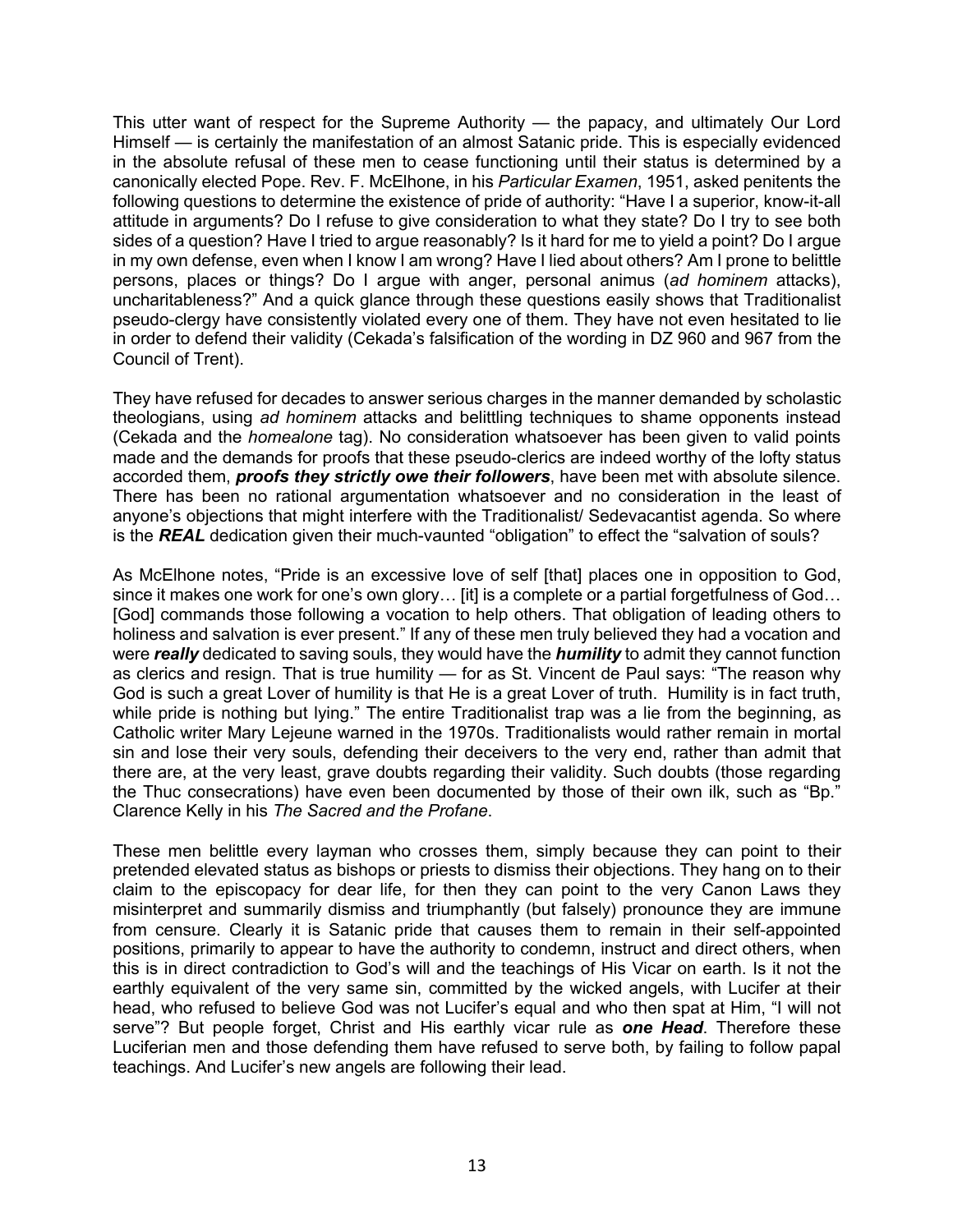This utter want of respect for the Supreme Authority — the papacy, and ultimately Our Lord Himself — is certainly the manifestation of an almost Satanic pride. This is especially evidenced in the absolute refusal of these men to cease functioning until their status is determined by a canonically elected Pope. Rev. F. McElhone, in his *Particular Examen*, 1951, asked penitents the following questions to determine the existence of pride of authority: "Have I a superior, know-it-all attitude in arguments? Do I refuse to give consideration to what they state? Do I try to see both sides of a question? Have I tried to argue reasonably? Is it hard for me to yield a point? Do I argue in my own defense, even when I know I am wrong? Have I lied about others? Am I prone to belittle persons, places or things? Do I argue with anger, personal animus (*ad hominem* attacks), uncharitableness?" And a quick glance through these questions easily shows that Traditionalist pseudo-clergy have consistently violated every one of them. They have not even hesitated to lie in order to defend their validity (Cekada's falsification of the wording in DZ 960 and 967 from the Council of Trent).

They have refused for decades to answer serious charges in the manner demanded by scholastic theologians, using *ad hominem* attacks and belittling techniques to shame opponents instead (Cekada and the *homealone* tag). No consideration whatsoever has been given to valid points made and the demands for proofs that these pseudo-clerics are indeed worthy of the lofty status accorded them, ***proofs they strictly owe their followers***, have been met with absolute silence. There has been no rational argumentation whatsoever and no consideration in the least of anyone's objections that might interfere with the Traditionalist/ Sedevacantist agenda. So where is the ***REAL*** dedication given their much-vaunted "obligation" to effect the "salvation of souls?

As McElhone notes, "Pride is an excessive love of self [that] places one in opposition to God, since it makes one work for one's own glory… [it] is a complete or a partial forgetfulness of God… [God] commands those following a vocation to help others. That obligation of leading others to holiness and salvation is ever present." If any of these men truly believed they had a vocation and were ***really*** dedicated to saving souls, they would have the ***humility*** to admit they cannot function as clerics and resign. That is true humility — for as St. Vincent de Paul says: "The reason why God is such a great Lover of humility is that He is a great Lover of truth. Humility is in fact truth, while pride is nothing but lying." The entire Traditionalist trap was a lie from the beginning, as Catholic writer Mary Lejeune warned in the 1970s. Traditionalists would rather remain in mortal sin and lose their very souls, defending their deceivers to the very end, rather than admit that there are, at the very least, grave doubts regarding their validity. Such doubts (those regarding the Thuc consecrations) have even been documented by those of their own ilk, such as "Bp." Clarence Kelly in his *The Sacred and the Profane*.

These men belittle every layman who crosses them, simply because they can point to their pretended elevated status as bishops or priests to dismiss their objections. They hang on to their claim to the episcopacy for dear life, for then they can point to the very Canon Laws they misinterpret and summarily dismiss and triumphantly (but falsely) pronounce they are immune from censure. Clearly it is Satanic pride that causes them to remain in their self-appointed positions, primarily to appear to have the authority to condemn, instruct and direct others, when this is in direct contradiction to God's will and the teachings of His Vicar on earth. Is it not the earthly equivalent of the very same sin, committed by the wicked angels, with Lucifer at their head, who refused to believe God was not Lucifer's equal and who then spat at Him, "I will not serve"? But people forget, Christ and His earthly vicar rule as ***one Head***. Therefore these Luciferian men and those defending them have refused to serve both, by failing to follow papal teachings. And Lucifer's new angels are following their lead.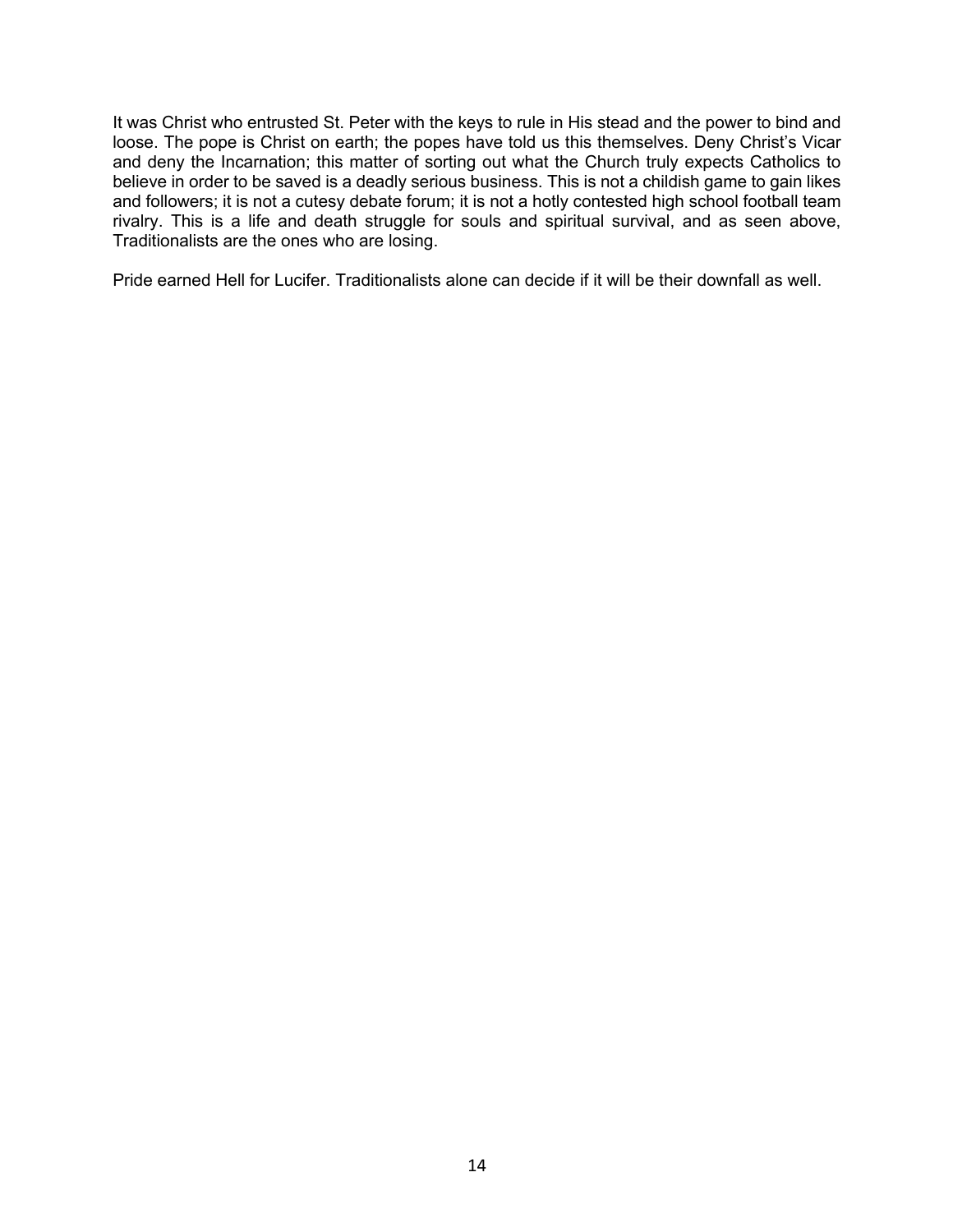It was Christ who entrusted St. Peter with the keys to rule in His stead and the power to bind and loose. The pope is Christ on earth; the popes have told us this themselves. Deny Christ's Vicar and deny the Incarnation; this matter of sorting out what the Church truly expects Catholics to believe in order to be saved is a deadly serious business. This is not a childish game to gain likes and followers; it is not a cutesy debate forum; it is not a hotly contested high school football team rivalry. This is a life and death struggle for souls and spiritual survival, and as seen above, Traditionalists are the ones who are losing.

Pride earned Hell for Lucifer. Traditionalists alone can decide if it will be their downfall as well.